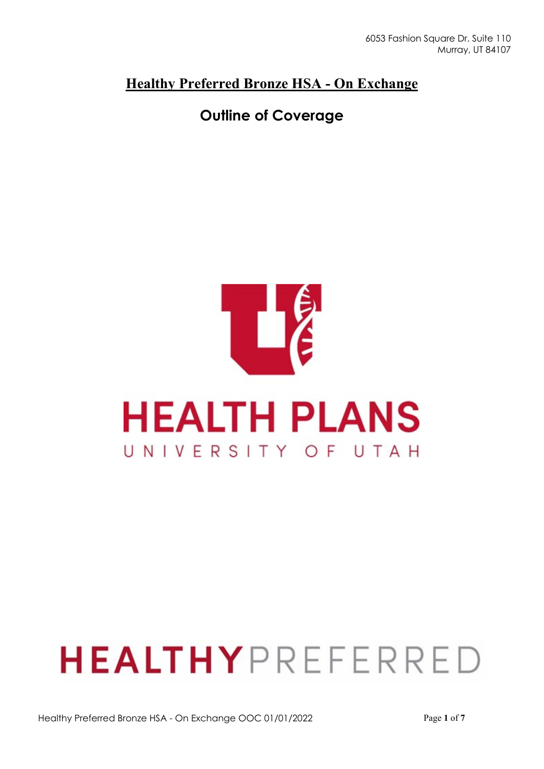6053 Fashion Square Dr. Suite 110
Murray, UT 84107

# Healthy Preferred Bronze HSA - On Exchange

## Outline of Coverage

HEALTH PLANS
UNIVERSITY OF UTAH

HEALTHYPREFERRED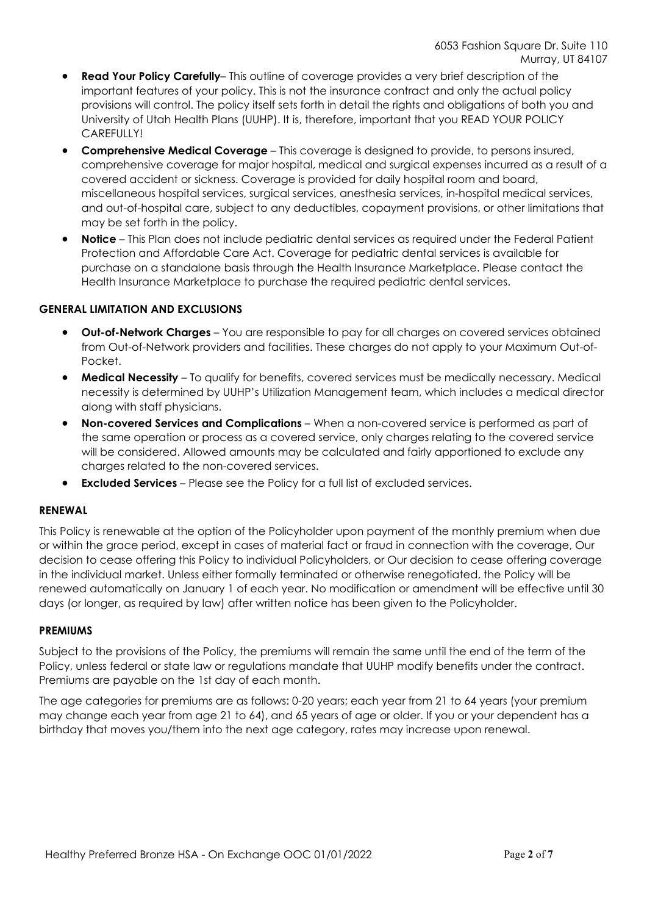6053 Fashion Square Dr. Suite 110
Murray, UT 84107

- **Read Your Policy Carefully**– This outline of coverage provides a very brief description of the important features of your policy. This is not the insurance contract and only the actual policy provisions will control. The policy itself sets forth in detail the rights and obligations of both you and University of Utah Health Plans (UUHP). It is, therefore, important that you READ YOUR POLICY CAREFULLY!
- **Comprehensive Medical Coverage** – This coverage is designed to provide, to persons insured, comprehensive coverage for major hospital, medical and surgical expenses incurred as a result of a covered accident or sickness. Coverage is provided for daily hospital room and board, miscellaneous hospital services, surgical services, anesthesia services, in-hospital medical services, and out-of-hospital care, subject to any deductibles, copayment provisions, or other limitations that may be set forth in the policy.
- **Notice** – This Plan does not include pediatric dental services as required under the Federal Patient Protection and Affordable Care Act. Coverage for pediatric dental services is available for purchase on a standalone basis through the Health Insurance Marketplace. Please contact the Health Insurance Marketplace to purchase the required pediatric dental services.

**GENERAL LIMITATION AND EXCLUSIONS**

- **Out-of-Network Charges** – You are responsible to pay for all charges on covered services obtained from Out-of-Network providers and facilities. These charges do not apply to your Maximum Out-of-Pocket.
- **Medical Necessity** – To qualify for benefits, covered services must be medically necessary. Medical necessity is determined by UUHP's Utilization Management team, which includes a medical director along with staff physicians.
- **Non-covered Services and Complications** – When a non-covered service is performed as part of the same operation or process as a covered service, only charges relating to the covered service will be considered. Allowed amounts may be calculated and fairly apportioned to exclude any charges related to the non-covered services.
- **Excluded Services** – Please see the Policy for a full list of excluded services.

**RENEWAL**

This Policy is renewable at the option of the Policyholder upon payment of the monthly premium when due or within the grace period, except in cases of material fact or fraud in connection with the coverage, Our decision to cease offering this Policy to individual Policyholders, or Our decision to cease offering coverage in the individual market. Unless either formally terminated or otherwise renegotiated, the Policy will be renewed automatically on January 1 of each year. No modification or amendment will be effective until 30 days (or longer, as required by law) after written notice has been given to the Policyholder.

**PREMIUMS**

Subject to the provisions of the Policy, the premiums will remain the same until the end of the term of the Policy, unless federal or state law or regulations mandate that UUHP modify benefits under the contract. Premiums are payable on the 1st day of each month.

The age categories for premiums are as follows: 0-20 years; each year from 21 to 64 years (your premium may change each year from age 21 to 64), and 65 years of age or older. If you or your dependent has a birthday that moves you/them into the next age category, rates may increase upon renewal.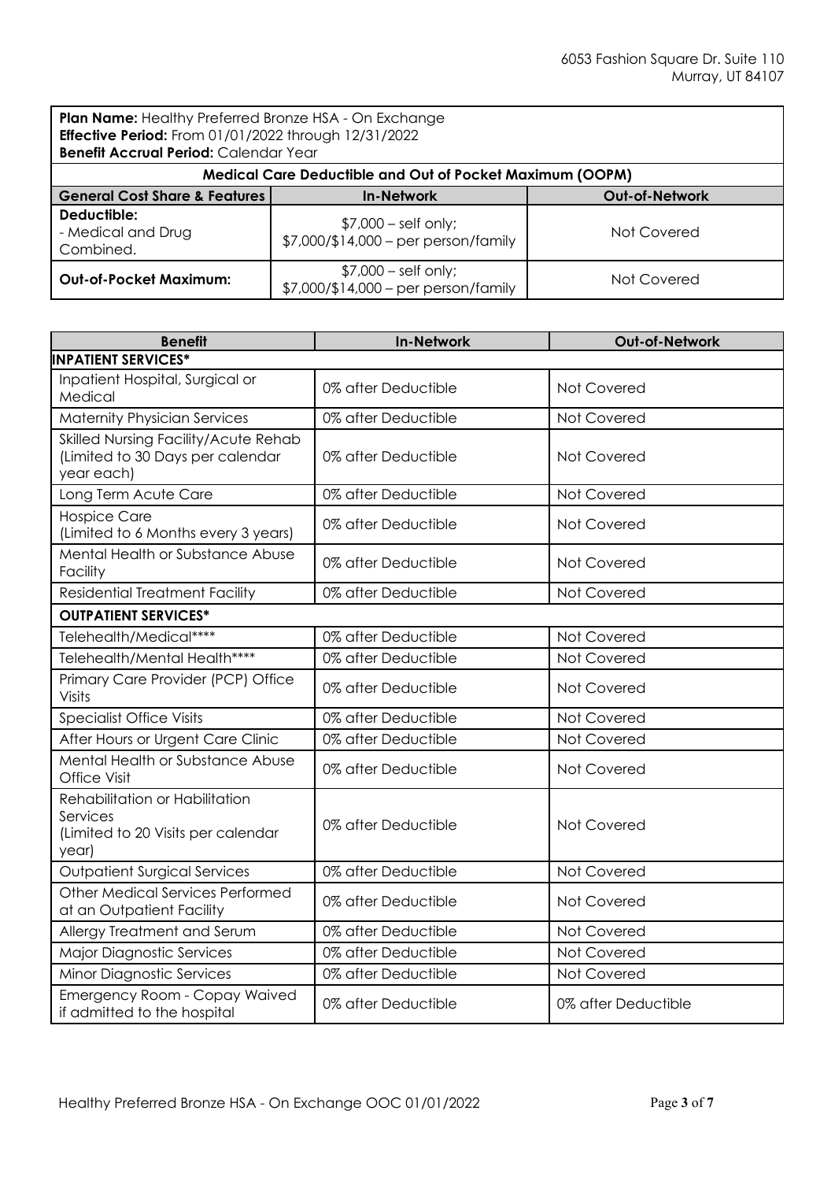6053 Fashion Square Dr. Suite 110
Murray, UT 84107

**Plan Name:** Healthy Preferred Bronze HSA - On Exchange
**Effective Period:** From 01/01/2022 through 12/31/2022
**Benefit Accrual Period:** Calendar Year

| Medical Care Deductible and Out of Pocket Maximum (OOPM) | | |
|---|---|---|
| **General Cost Share & Features** | **In-Network** | **Out-of-Network** |
| **Deductible:** - Medical and Drug Combined. | $7,000 – self only; $7,000/$14,000 – per person/family | Not Covered |
| **Out-of-Pocket Maximum:** | $7,000 – self only; $7,000/$14,000 – per person/family | Not Covered |

| Benefit | In-Network | Out-of-Network |
|---|---|---|
| **INPATIENT SERVICES*** | | |
| Inpatient Hospital, Surgical or Medical | 0% after Deductible | Not Covered |
| Maternity Physician Services | 0% after Deductible | Not Covered |
| Skilled Nursing Facility/Acute Rehab (Limited to 30 Days per calendar year each) | 0% after Deductible | Not Covered |
| Long Term Acute Care | 0% after Deductible | Not Covered |
| Hospice Care (Limited to 6 Months every 3 years) | 0% after Deductible | Not Covered |
| Mental Health or Substance Abuse Facility | 0% after Deductible | Not Covered |
| Residential Treatment Facility | 0% after Deductible | Not Covered |
| **OUTPATIENT SERVICES*** | | |
| Telehealth/Medical**** | 0% after Deductible | Not Covered |
| Telehealth/Mental Health**** | 0% after Deductible | Not Covered |
| Primary Care Provider (PCP) Office Visits | 0% after Deductible | Not Covered |
| Specialist Office Visits | 0% after Deductible | Not Covered |
| After Hours or Urgent Care Clinic | 0% after Deductible | Not Covered |
| Mental Health or Substance Abuse Office Visit | 0% after Deductible | Not Covered |
| Rehabilitation or Habilitation Services (Limited to 20 Visits per calendar year) | 0% after Deductible | Not Covered |
| Outpatient Surgical Services | 0% after Deductible | Not Covered |
| Other Medical Services Performed at an Outpatient Facility | 0% after Deductible | Not Covered |
| Allergy Treatment and Serum | 0% after Deductible | Not Covered |
| Major Diagnostic Services | 0% after Deductible | Not Covered |
| Minor Diagnostic Services | 0% after Deductible | Not Covered |
| Emergency Room - Copay Waived if admitted to the hospital | 0% after Deductible | 0% after Deductible |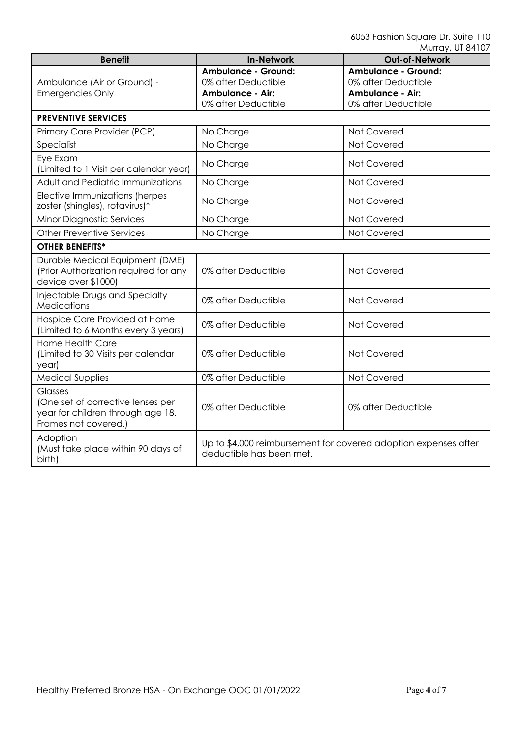6053 Fashion Square Dr. Suite 110
Murray, UT 84107

| Benefit | In-Network | Out-of-Network |
|---|---|---|
| Ambulance (Air or Ground) - Emergencies Only | **Ambulance - Ground:** 0% after Deductible **Ambulance - Air:** 0% after Deductible | **Ambulance - Ground:** 0% after Deductible **Ambulance - Air:** 0% after Deductible |
| **PREVENTIVE SERVICES** | | |
| Primary Care Provider (PCP) | No Charge | Not Covered |
| Specialist | No Charge | Not Covered |
| Eye Exam (Limited to 1 Visit per calendar year) | No Charge | Not Covered |
| Adult and Pediatric Immunizations | No Charge | Not Covered |
| Elective Immunizations (herpes zoster (shingles), rotavirus)* | No Charge | Not Covered |
| Minor Diagnostic Services | No Charge | Not Covered |
| Other Preventive Services | No Charge | Not Covered |
| **OTHER BENEFITS*** | | |
| Durable Medical Equipment (DME) (Prior Authorization required for any device over $1000) | 0% after Deductible | Not Covered |
| Injectable Drugs and Specialty Medications | 0% after Deductible | Not Covered |
| Hospice Care Provided at Home (Limited to 6 Months every 3 years) | 0% after Deductible | Not Covered |
| Home Health Care (Limited to 30 Visits per calendar year) | 0% after Deductible | Not Covered |
| Medical Supplies | 0% after Deductible | Not Covered |
| Glasses (One set of corrective lenses per year for children through age 18. Frames not covered.) | 0% after Deductible | 0% after Deductible |
| Adoption (Must take place within 90 days of birth) | Up to $4,000 reimbursement for covered adoption expenses after deductible has been met. | |

Healthy Preferred Bronze HSA - On Exchange OOC 01/01/2022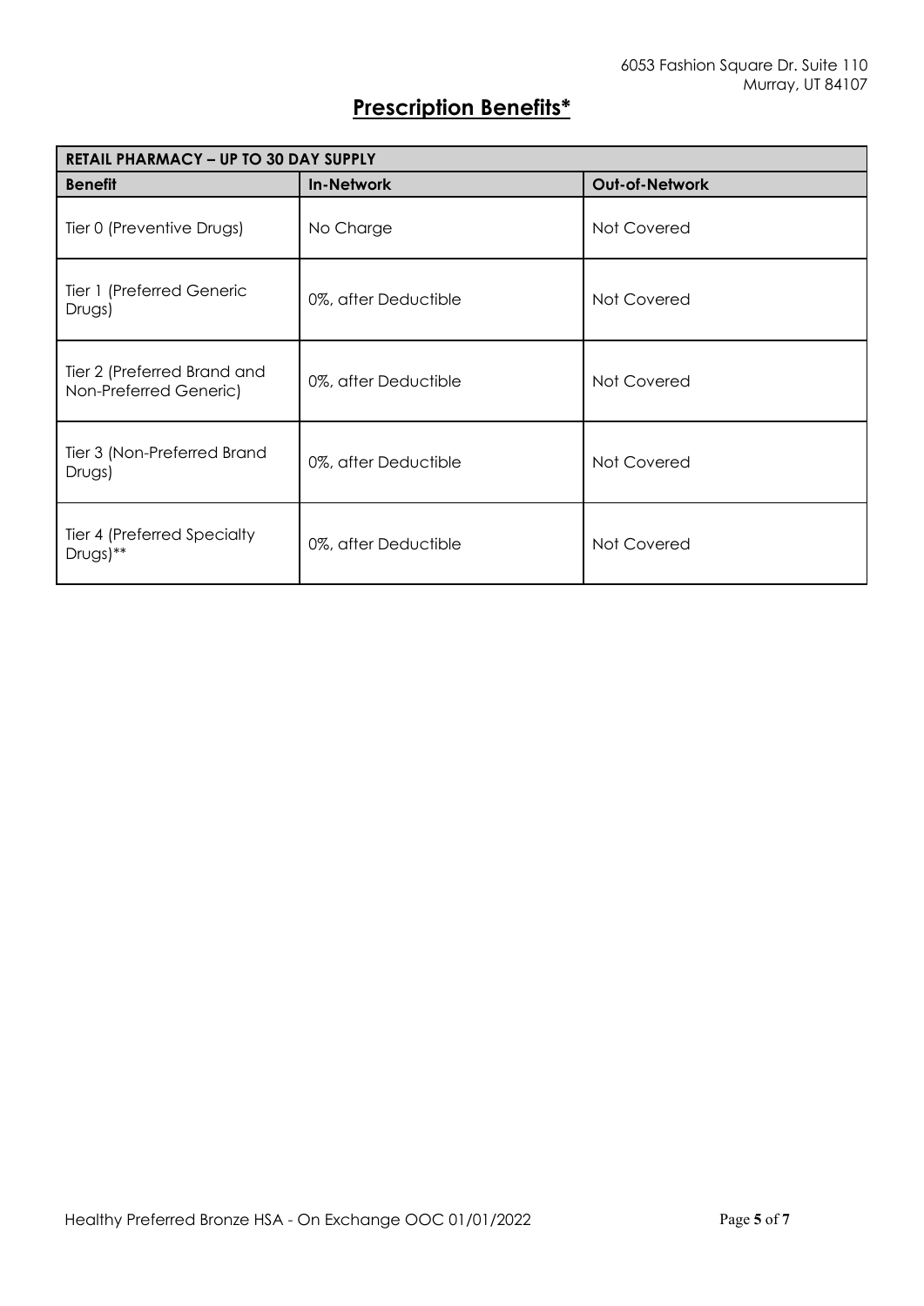6053 Fashion Square Dr. Suite 110
Murray, UT 84107

# Prescription Benefits*

| RETAIL PHARMACY – UP TO 30 DAY SUPPLY | | |
|---|---|---|
| **Benefit** | **In-Network** | **Out-of-Network** |
| Tier 0 (Preventive Drugs) | No Charge | Not Covered |
| Tier 1 (Preferred Generic Drugs) | 0%, after Deductible | Not Covered |
| Tier 2 (Preferred Brand and Non-Preferred Generic) | 0%, after Deductible | Not Covered |
| Tier 3 (Non-Preferred Brand Drugs) | 0%, after Deductible | Not Covered |
| Tier 4 (Preferred Specialty Drugs)** | 0%, after Deductible | Not Covered |

Healthy Preferred Bronze HSA - On Exchange OOC 01/01/2022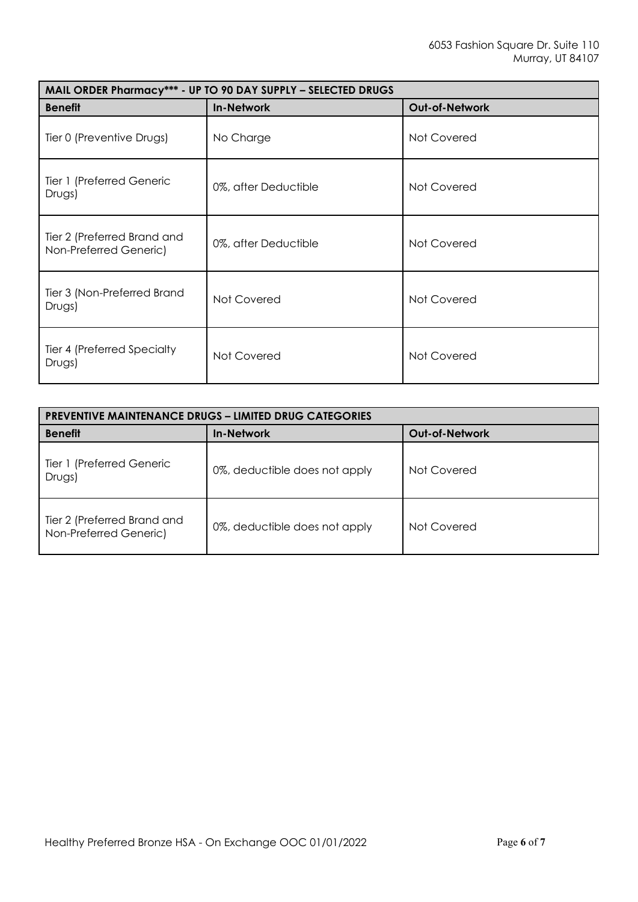| MAIL ORDER Pharmacy*** - UP TO 90 DAY SUPPLY – SELECTED DRUGS | | |
|---|---|---|
| **Benefit** | **In-Network** | **Out-of-Network** |
| Tier 0 (Preventive Drugs) | No Charge | Not Covered |
| Tier 1 (Preferred Generic Drugs) | 0%, after Deductible | Not Covered |
| Tier 2 (Preferred Brand and Non-Preferred Generic) | 0%, after Deductible | Not Covered |
| Tier 3 (Non-Preferred Brand Drugs) | Not Covered | Not Covered |
| Tier 4 (Preferred Specialty Drugs) | Not Covered | Not Covered |

| PREVENTIVE MAINTENANCE DRUGS – LIMITED DRUG CATEGORIES | | |
|---|---|---|
| **Benefit** | **In-Network** | **Out-of-Network** |
| Tier 1 (Preferred Generic Drugs) | 0%, deductible does not apply | Not Covered |
| Tier 2 (Preferred Brand and Non-Preferred Generic) | 0%, deductible does not apply | Not Covered |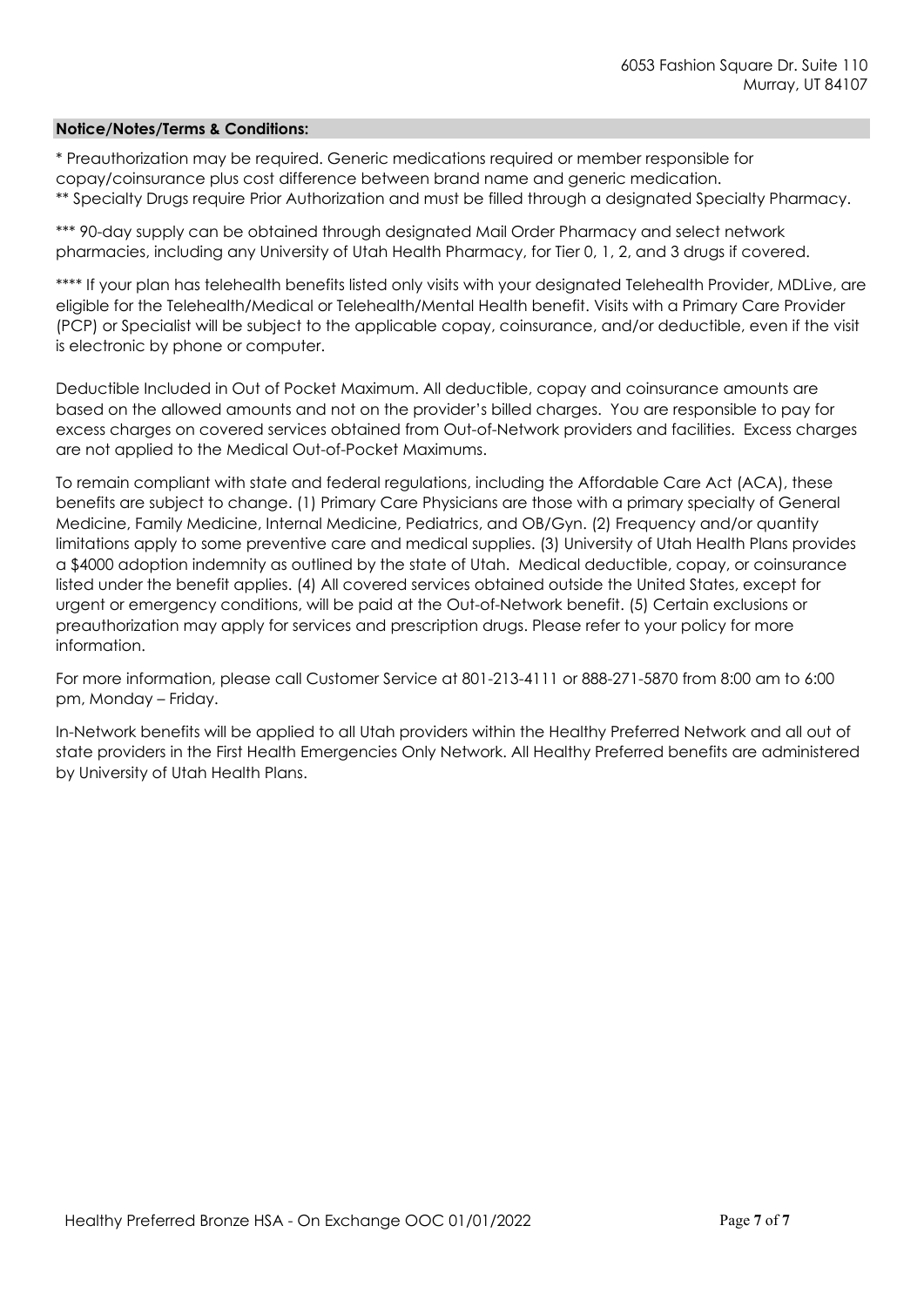6053 Fashion Square Dr. Suite 110
Murray, UT 84107

**Notice/Notes/Terms & Conditions:**

* Preauthorization may be required. Generic medications required or member responsible for copay/coinsurance plus cost difference between brand name and generic medication.
** Specialty Drugs require Prior Authorization and must be filled through a designated Specialty Pharmacy.

*** 90-day supply can be obtained through designated Mail Order Pharmacy and select network pharmacies, including any University of Utah Health Pharmacy, for Tier 0, 1, 2, and 3 drugs if covered.

**** If your plan has telehealth benefits listed only visits with your designated Telehealth Provider, MDLive, are eligible for the Telehealth/Medical or Telehealth/Mental Health benefit. Visits with a Primary Care Provider (PCP) or Specialist will be subject to the applicable copay, coinsurance, and/or deductible, even if the visit is electronic by phone or computer.

Deductible Included in Out of Pocket Maximum. All deductible, copay and coinsurance amounts are based on the allowed amounts and not on the provider's billed charges. You are responsible to pay for excess charges on covered services obtained from Out-of-Network providers and facilities. Excess charges are not applied to the Medical Out-of-Pocket Maximums.

To remain compliant with state and federal regulations, including the Affordable Care Act (ACA), these benefits are subject to change. (1) Primary Care Physicians are those with a primary specialty of General Medicine, Family Medicine, Internal Medicine, Pediatrics, and OB/Gyn. (2) Frequency and/or quantity limitations apply to some preventive care and medical supplies. (3) University of Utah Health Plans provides a $4000 adoption indemnity as outlined by the state of Utah. Medical deductible, copay, or coinsurance listed under the benefit applies. (4) All covered services obtained outside the United States, except for urgent or emergency conditions, will be paid at the Out-of-Network benefit. (5) Certain exclusions or preauthorization may apply for services and prescription drugs. Please refer to your policy for more information.

For more information, please call Customer Service at 801-213-4111 or 888-271-5870 from 8:00 am to 6:00 pm, Monday – Friday.

In-Network benefits will be applied to all Utah providers within the Healthy Preferred Network and all out of state providers in the First Health Emergencies Only Network. All Healthy Preferred benefits are administered by University of Utah Health Plans.